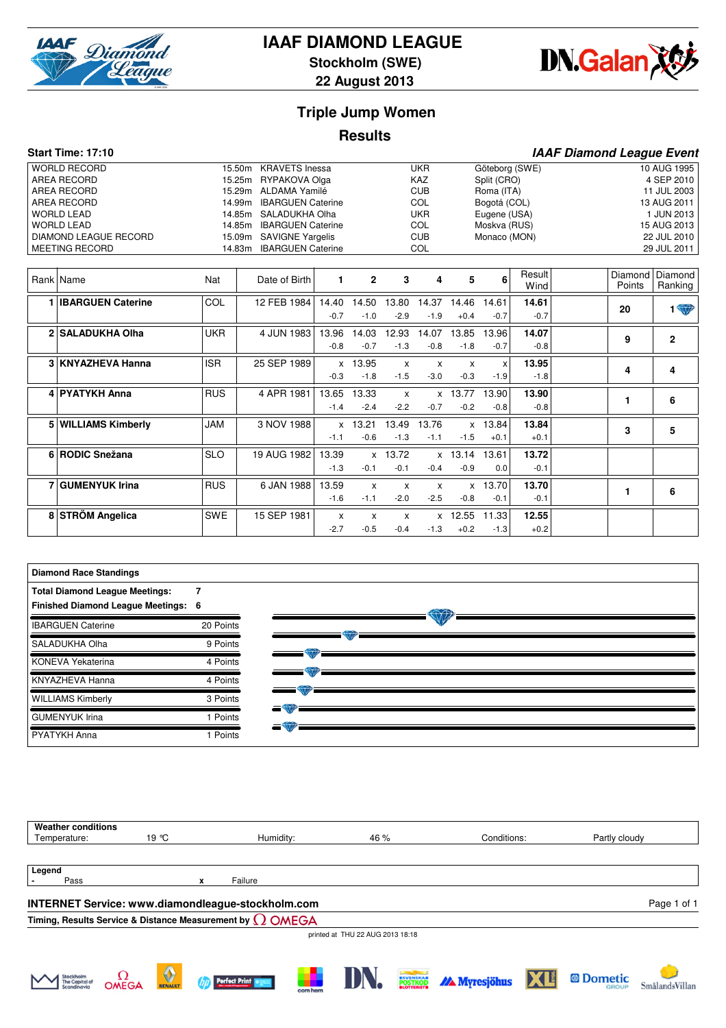# IAAF DIAMOND LEAGUE

**Stockholm (SWE)**

**22 August 2013**

## Triple Jump Women

## Results

**Start Time: 17:10** *IAAF Diamond League Event*

| | | | | | | |
|---|---|---|---|---|---|---|
| WORLD RECORD | 15.50m | KRAVETS Inessa | UKR | Göteborg (SWE) | 10 AUG 1995 |
| AREA RECORD | 15.25m | RYPAKOVA Olga | KAZ | Split (CRO) | 4 SEP 2010 |
| AREA RECORD | 15.29m | ALDAMA Yamilé | CUB | Roma (ITA) | 11 JUL 2003 |
| AREA RECORD | 14.99m | IBARGUEN Caterine | COL | Bogotá (COL) | 13 AUG 2011 |
| WORLD LEAD | 14.85m | SALADUKHA Olha | UKR | Eugene (USA) | 1 JUN 2013 |
| WORLD LEAD | 14.85m | IBARGUEN Caterine | COL | Moskva (RUS) | 15 AUG 2013 |
| DIAMOND LEAGUE RECORD | 15.09m | SAVIGNE Yargelis | CUB | Monaco (MON) | 22 JUL 2010 |
| MEETING RECORD | 14.83m | IBARGUEN Caterine | COL | | 29 JUL 2011 |

| Rank | Name | Nat | Date of Birth | 1 | 2 | 3 | 4 | 5 | 6 | Result Wind | Diamond Points | Diamond Ranking |
|---|---|---|---|---|---|---|---|---|---|---|---|---|
| 1 | **IBARGUEN Caterine** | COL | 12 FEB 1984 | 14.40 -0.7 | 14.50 -1.0 | 13.80 -2.9 | 14.37 -1.9 | 14.46 +0.4 | 14.61 -0.7 | **14.61** -0.7 | 20 | 1 |
| 2 | **SALADUKHA Olha** | UKR | 4 JUN 1983 | 13.96 -0.8 | 14.03 -0.7 | 12.93 -1.3 | 14.07 -0.8 | 13.85 -1.8 | 13.96 -0.7 | **14.07** -0.8 | 9 | 2 |
| 3 | **KNYAZHEVA Hanna** | ISR | 25 SEP 1989 | x -0.3 | 13.95 -1.8 | x -1.5 | x -3.0 | x -0.3 | x -1.9 | **13.95** -1.8 | 4 | 4 |
| 4 | **PYATYKH Anna** | RUS | 4 APR 1981 | 13.65 -1.4 | 13.33 -2.4 | x -2.2 | x -0.7 | 13.77 -0.2 | 13.90 -0.8 | **13.90** -0.8 | 1 | 6 |
| 5 | **WILLIAMS Kimberly** | JAM | 3 NOV 1988 | x -1.1 | 13.21 -0.6 | 13.49 -1.3 | 13.76 -1.1 | x -1.5 | 13.84 +0.1 | **13.84** +0.1 | 3 | 5 |
| 6 | **RODIC Snežana** | SLO | 19 AUG 1982 | 13.39 -1.3 | x -0.1 | 13.72 -0.1 | x -0.4 | 13.14 -0.9 | 13.61 0.0 | **13.72** -0.1 | | |
| 7 | **GUMENYUK Irina** | RUS | 6 JAN 1988 | 13.59 -1.6 | x -1.1 | x -2.0 | x -2.5 | x -0.8 | 13.70 -0.1 | **13.70** -0.1 | 1 | 6 |
| 8 | **STRÖM Angelica** | SWE | 15 SEP 1981 | x -2.7 | x -0.5 | x -0.4 | x -1.3 | 12.55 +0.2 | 11.33 -1.3 | **12.55** +0.2 | | |

**Diamond Race Standings**

**Total Diamond League Meetings:** 7

**Finished Diamond League Meetings:** 6

| Name | Points |
|---|---|
| IBARGUEN Caterine | 20 Points |
| SALADUKHA Olha | 9 Points |
| KONEVA Yekaterina | 4 Points |
| KNYAZHEVA Hanna | 4 Points |
| WILLIAMS Kimberly | 3 Points |
| GUMENYUK Irina | 1 Points |
| PYATYKH Anna | 1 Points |

**Weather conditions**

| Temperature: | 19 °C | Humidity: | 46 % | Conditions: | Partly cloudy |
|---|---|---|---|---|---|

**Legend**

- Pass    x Failure

**INTERNET Service: www.diamondleague-stockholm.com**

**Timing, Results Service & Distance Measurement by OMEGA**

printed at THU 22 AUG 2013 18:18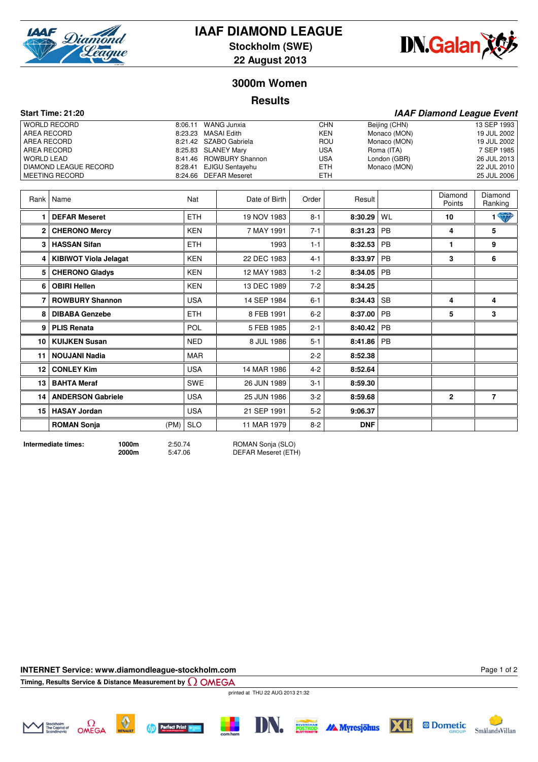# IAAF DIAMOND LEAGUE

**Stockholm (SWE)**
**22 August 2013**

## 3000m Women

## Results

**Start Time: 21:20** ***IAAF Diamond League Event***

| | | | | | |
|---|---|---|---|---|---|
| WORLD RECORD | 8:06.11 | WANG Junxia | CHN | Beijing (CHN) | 13 SEP 1993 |
| AREA RECORD | 8:23.23 | MASAI Edith | KEN | Monaco (MON) | 19 JUL 2002 |
| AREA RECORD | 8:21.42 | SZABO Gabriela | ROU | Monaco (MON) | 19 JUL 2002 |
| AREA RECORD | 8:25.83 | SLANEY Mary | USA | Roma (ITA) | 7 SEP 1985 |
| WORLD LEAD | 8:41.46 | ROWBURY Shannon | USA | London (GBR) | 26 JUL 2013 |
| DIAMOND LEAGUE RECORD | 8:28.41 | EJIGU Sentayehu | ETH | Monaco (MON) | 22 JUL 2010 |
| MEETING RECORD | 8:24.66 | DEFAR Meseret | ETH | | 25 JUL 2006 |

| Rank | Name | Nat | Date of Birth | Order | Result | | Diamond Points | Diamond Ranking |
|---|---|---|---|---|---|---|---|---|
| 1 | **DEFAR Meseret** | ETH | 19 NOV 1983 | 8-1 | **8:30.29** | WL | **10** | **1** |
| 2 | **CHERONO Mercy** | KEN | 7 MAY 1991 | 7-1 | **8:31.23** | PB | **4** | **5** |
| 3 | **HASSAN Sifan** | ETH | 1993 | 1-1 | **8:32.53** | PB | **1** | **9** |
| 4 | **KIBIWOT Viola Jelagat** | KEN | 22 DEC 1983 | 4-1 | **8:33.97** | PB | **3** | **6** |
| 5 | **CHERONO Gladys** | KEN | 12 MAY 1983 | 1-2 | **8:34.05** | PB | | |
| 6 | **OBIRI Hellen** | KEN | 13 DEC 1989 | 7-2 | **8:34.25** | | | |
| 7 | **ROWBURY Shannon** | USA | 14 SEP 1984 | 6-1 | **8:34.43** | SB | **4** | **4** |
| 8 | **DIBABA Genzebe** | ETH | 8 FEB 1991 | 6-2 | **8:37.00** | PB | **5** | **3** |
| 9 | **PLIS Renata** | POL | 5 FEB 1985 | 2-1 | **8:40.42** | PB | | |
| 10 | **KUIJKEN Susan** | NED | 8 JUL 1986 | 5-1 | **8:41.86** | PB | | |
| 11 | **NOUJANI Nadia** | MAR | | 2-2 | **8:52.38** | | | |
| 12 | **CONLEY Kim** | USA | 14 MAR 1986 | 4-2 | **8:52.64** | | | |
| 13 | **BAHTA Meraf** | SWE | 26 JUN 1989 | 3-1 | **8:59.30** | | | |
| 14 | **ANDERSON Gabriele** | USA | 25 JUN 1986 | 3-2 | **8:59.68** | | **2** | **7** |
| 15 | **HASAY Jordan** | USA | 21 SEP 1991 | 5-2 | **9:06.37** | | | |
| | **ROMAN Sonja** (PM) | SLO | 11 MAR 1979 | 8-2 | **DNF** | | | |

**Intermediate times:**

| | | |
|---|---|---|
| **1000m** | 2:50.74 | ROMAN Sonja (SLO) |
| **2000m** | 5:47.06 | DEFAR Meseret (ETH) |

**INTERNET Service: www.diamondleague-stockholm.com**

**Timing, Results Service & Distance Measurement by OMEGA**

printed at THU 22 AUG 2013 21:32